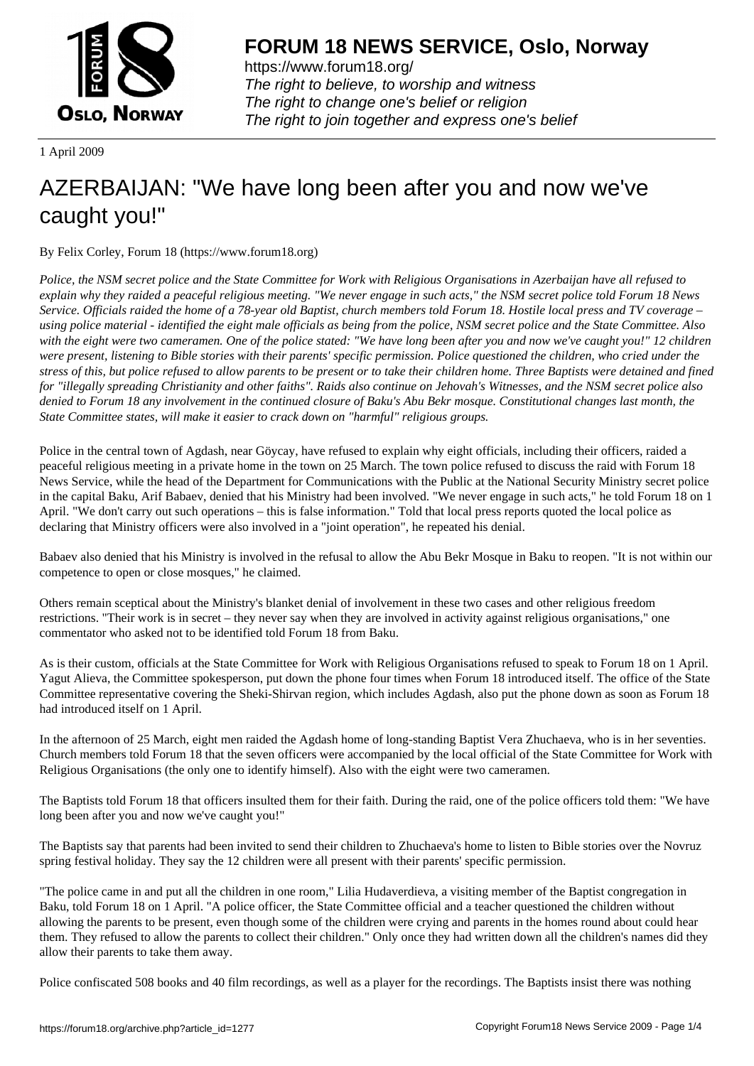# FORUM 18 NEWS SERVICE, Oslo, Norway

https://www.forum18.org/
*The right to believe, to worship and witness*
*The right to change one's belief or religion*
*The right to join together and express one's belief*

1 April 2009

## AZERBAIJAN: "We have long been after you and now we've caught you!"

By Felix Corley, Forum 18 (https://www.forum18.org)

*Police, the NSM secret police and the State Committee for Work with Religious Organisations in Azerbaijan have all refused to explain why they raided a peaceful religious meeting. "We never engage in such acts," the NSM secret police told Forum 18 News Service. Officials raided the home of a 78-year old Baptist, church members told Forum 18. Hostile local press and TV coverage – using police material - identified the eight male officials as being from the police, NSM secret police and the State Committee. Also with the eight were two cameramen. One of the police stated: "We have long been after you and now we've caught you!" 12 children were present, listening to Bible stories with their parents' specific permission. Police questioned the children, who cried under the stress of this, but police refused to allow parents to be present or to take their children home. Three Baptists were detained and fined for "illegally spreading Christianity and other faiths". Raids also continue on Jehovah's Witnesses, and the NSM secret police also denied to Forum 18 any involvement in the continued closure of Baku's Abu Bekr mosque. Constitutional changes last month, the State Committee states, will make it easier to crack down on "harmful" religious groups.*

Police in the central town of Agdash, near Göycay, have refused to explain why eight officials, including their officers, raided a peaceful religious meeting in a private home in the town on 25 March. The town police refused to discuss the raid with Forum 18 News Service, while the head of the Department for Communications with the Public at the National Security Ministry secret police in the capital Baku, Arif Babaev, denied that his Ministry had been involved. "We never engage in such acts," he told Forum 18 on 1 April. "We don't carry out such operations – this is false information." Told that local press reports quoted the local police as declaring that Ministry officers were also involved in a "joint operation", he repeated his denial.

Babaev also denied that his Ministry is involved in the refusal to allow the Abu Bekr Mosque in Baku to reopen. "It is not within our competence to open or close mosques," he claimed.

Others remain sceptical about the Ministry's blanket denial of involvement in these two cases and other religious freedom restrictions. "Their work is in secret – they never say when they are involved in activity against religious organisations," one commentator who asked not to be identified told Forum 18 from Baku.

As is their custom, officials at the State Committee for Work with Religious Organisations refused to speak to Forum 18 on 1 April. Yagut Alieva, the Committee spokesperson, put down the phone four times when Forum 18 introduced itself. The office of the State Committee representative covering the Sheki-Shirvan region, which includes Agdash, also put the phone down as soon as Forum 18 had introduced itself on 1 April.

In the afternoon of 25 March, eight men raided the Agdash home of long-standing Baptist Vera Zhuchaeva, who is in her seventies. Church members told Forum 18 that the seven officers were accompanied by the local official of the State Committee for Work with Religious Organisations (the only one to identify himself). Also with the eight were two cameramen.

The Baptists told Forum 18 that officers insulted them for their faith. During the raid, one of the police officers told them: "We have long been after you and now we've caught you!"

The Baptists say that parents had been invited to send their children to Zhuchaeva's home to listen to Bible stories over the Novruz spring festival holiday. They say the 12 children were all present with their parents' specific permission.

"The police came in and put all the children in one room," Lilia Hudaverdieva, a visiting member of the Baptist congregation in Baku, told Forum 18 on 1 April. "A police officer, the State Committee official and a teacher questioned the children without allowing the parents to be present, even though some of the children were crying and parents in the homes round about could hear them. They refused to allow the parents to collect their children." Only once they had written down all the children's names did they allow their parents to take them away.

Police confiscated 508 books and 40 film recordings, as well as a player for the recordings. The Baptists insist there was nothing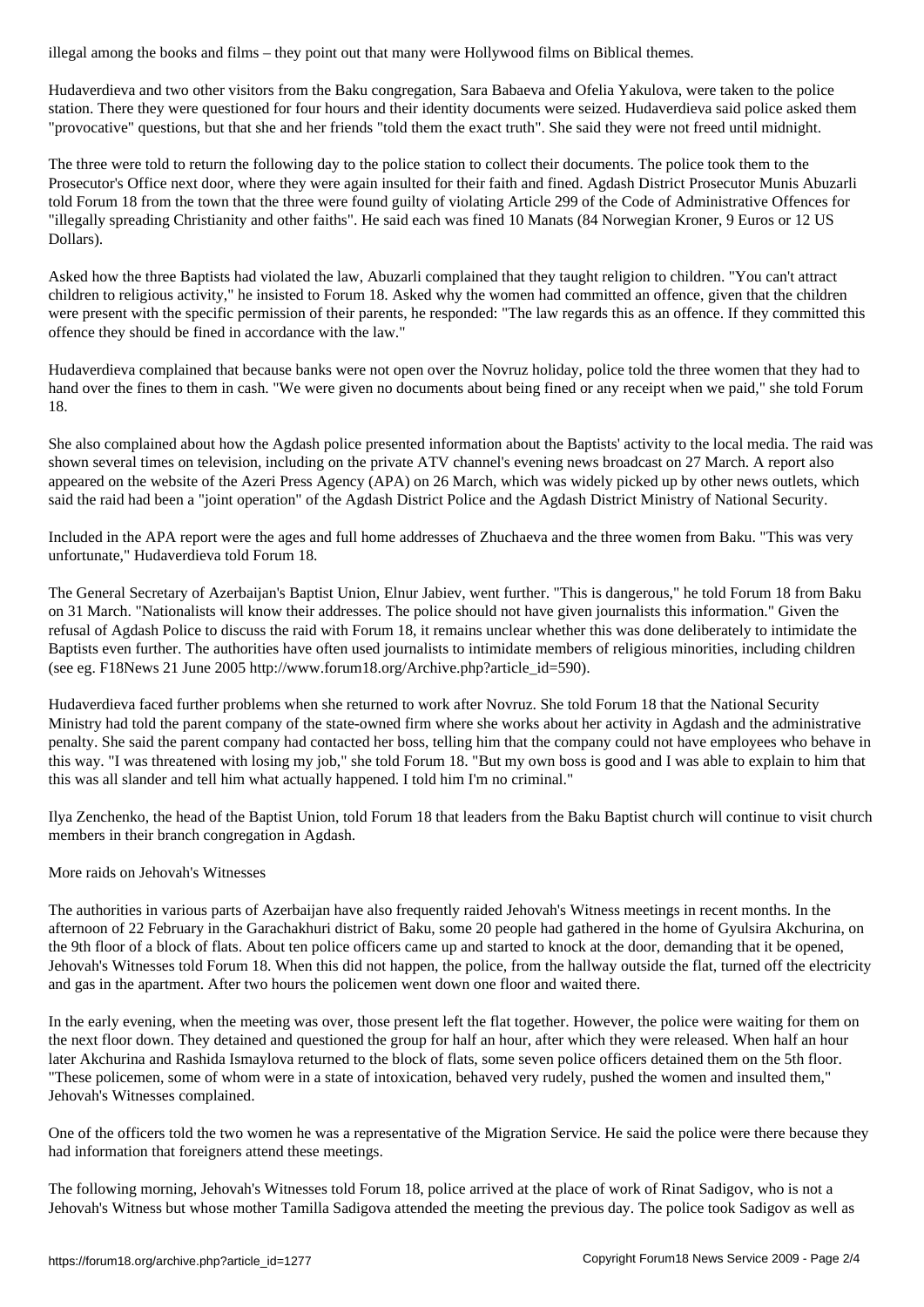illegal among the books and films – they point out that many were Hollywood films on Biblical themes.

Hudaverdieva and two other visitors from the Baku congregation, Sara Babaeva and Ofelia Yakulova, were taken to the police station. There they were questioned for four hours and their identity documents were seized. Hudaverdieva said police asked them "provocative" questions, but that she and her friends "told them the exact truth". She said they were not freed until midnight.

The three were told to return the following day to the police station to collect their documents. The police took them to the Prosecutor's Office next door, where they were again insulted for their faith and fined. Agdash District Prosecutor Munis Abuzarli told Forum 18 from the town that the three were found guilty of violating Article 299 of the Code of Administrative Offences for "illegally spreading Christianity and other faiths". He said each was fined 10 Manats (84 Norwegian Kroner, 9 Euros or 12 US Dollars).

Asked how the three Baptists had violated the law, Abuzarli complained that they taught religion to children. "You can't attract children to religious activity," he insisted to Forum 18. Asked why the women had committed an offence, given that the children were present with the specific permission of their parents, he responded: "The law regards this as an offence. If they committed this offence they should be fined in accordance with the law."

Hudaverdieva complained that because banks were not open over the Novruz holiday, police told the three women that they had to hand over the fines to them in cash. "We were given no documents about being fined or any receipt when we paid," she told Forum 18.

She also complained about how the Agdash police presented information about the Baptists' activity to the local media. The raid was shown several times on television, including on the private ATV channel's evening news broadcast on 27 March. A report also appeared on the website of the Azeri Press Agency (APA) on 26 March, which was widely picked up by other news outlets, which said the raid had been a "joint operation" of the Agdash District Police and the Agdash District Ministry of National Security.

Included in the APA report were the ages and full home addresses of Zhuchaeva and the three women from Baku. "This was very unfortunate," Hudaverdieva told Forum 18.

The General Secretary of Azerbaijan's Baptist Union, Elnur Jabiev, went further. "This is dangerous," he told Forum 18 from Baku on 31 March. "Nationalists will know their addresses. The police should not have given journalists this information." Given the refusal of Agdash Police to discuss the raid with Forum 18, it remains unclear whether this was done deliberately to intimidate the Baptists even further. The authorities have often used journalists to intimidate members of religious minorities, including children (see eg. F18News 21 June 2005 http://www.forum18.org/Archive.php?article_id=590).

Hudaverdieva faced further problems when she returned to work after Novruz. She told Forum 18 that the National Security Ministry had told the parent company of the state-owned firm where she works about her activity in Agdash and the administrative penalty. She said the parent company had contacted her boss, telling him that the company could not have employees who behave in this way. "I was threatened with losing my job," she told Forum 18. "But my own boss is good and I was able to explain to him that this was all slander and tell him what actually happened. I told him I'm no criminal."

Ilya Zenchenko, the head of the Baptist Union, told Forum 18 that leaders from the Baku Baptist church will continue to visit church members in their branch congregation in Agdash.

## More raids on Jehovah's Witnesses

The authorities in various parts of Azerbaijan have also frequently raided Jehovah's Witness meetings in recent months. In the afternoon of 22 February in the Garachakhuri district of Baku, some 20 people had gathered in the home of Gyulsira Akchurina, on the 9th floor of a block of flats. About ten police officers came up and started to knock at the door, demanding that it be opened, Jehovah's Witnesses told Forum 18. When this did not happen, the police, from the hallway outside the flat, turned off the electricity and gas in the apartment. After two hours the policemen went down one floor and waited there.

In the early evening, when the meeting was over, those present left the flat together. However, the police were waiting for them on the next floor down. They detained and questioned the group for half an hour, after which they were released. When half an hour later Akchurina and Rashida Ismaylova returned to the block of flats, some seven police officers detained them on the 5th floor. "These policemen, some of whom were in a state of intoxication, behaved very rudely, pushed the women and insulted them," Jehovah's Witnesses complained.

One of the officers told the two women he was a representative of the Migration Service. He said the police were there because they had information that foreigners attend these meetings.

The following morning, Jehovah's Witnesses told Forum 18, police arrived at the place of work of Rinat Sadigov, who is not a Jehovah's Witness but whose mother Tamilla Sadigova attended the meeting the previous day. The police took Sadigov as well as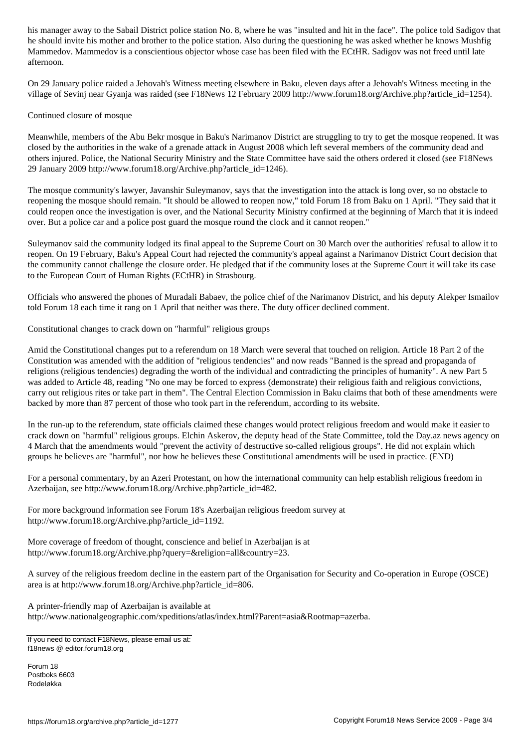his manager away to the Sabail District police station No. 8, where he was "insulted and hit in the face". The police told Sadigov that he should invite his mother and brother to the police station. Also during the questioning he was asked whether he knows Mushfig Mammedov. Mammedov is a conscientious objector whose case has been filed with the ECtHR. Sadigov was not freed until late afternoon.

On 29 January police raided a Jehovah's Witness meeting elsewhere in Baku, eleven days after a Jehovah's Witness meeting in the village of Sevinj near Gyanja was raided (see F18News 12 February 2009 http://www.forum18.org/Archive.php?article_id=1254).

Continued closure of mosque

Meanwhile, members of the Abu Bekr mosque in Baku's Narimanov District are struggling to try to get the mosque reopened. It was closed by the authorities in the wake of a grenade attack in August 2008 which left several members of the community dead and others injured. Police, the National Security Ministry and the State Committee have said the others ordered it closed (see F18News 29 January 2009 http://www.forum18.org/Archive.php?article_id=1246).

The mosque community's lawyer, Javanshir Suleymanov, says that the investigation into the attack is long over, so no obstacle to reopening the mosque should remain. "It should be allowed to reopen now," told Forum 18 from Baku on 1 April. "They said that it could reopen once the investigation is over, and the National Security Ministry confirmed at the beginning of March that it is indeed over. But a police car and a police post guard the mosque round the clock and it cannot reopen."

Suleymanov said the community lodged its final appeal to the Supreme Court on 30 March over the authorities' refusal to allow it to reopen. On 19 February, Baku's Appeal Court had rejected the community's appeal against a Narimanov District Court decision that the community cannot challenge the closure order. He pledged that if the community loses at the Supreme Court it will take its case to the European Court of Human Rights (ECtHR) in Strasbourg.

Officials who answered the phones of Muradali Babaev, the police chief of the Narimanov District, and his deputy Alekper Ismailov told Forum 18 each time it rang on 1 April that neither was there. The duty officer declined comment.

Constitutional changes to crack down on "harmful" religious groups

Amid the Constitutional changes put to a referendum on 18 March were several that touched on religion. Article 18 Part 2 of the Constitution was amended with the addition of "religious tendencies" and now reads "Banned is the spread and propaganda of religions (religious tendencies) degrading the worth of the individual and contradicting the principles of humanity". A new Part 5 was added to Article 48, reading "No one may be forced to express (demonstrate) their religious faith and religious convictions, carry out religious rites or take part in them". The Central Election Commission in Baku claims that both of these amendments were backed by more than 87 percent of those who took part in the referendum, according to its website.

In the run-up to the referendum, state officials claimed these changes would protect religious freedom and would make it easier to crack down on "harmful" religious groups. Elchin Askerov, the deputy head of the State Committee, told the Day.az news agency on 4 March that the amendments would "prevent the activity of destructive so-called religious groups". He did not explain which groups he believes are "harmful", nor how he believes these Constitutional amendments will be used in practice. (END)

For a personal commentary, by an Azeri Protestant, on how the international community can help establish religious freedom in Azerbaijan, see http://www.forum18.org/Archive.php?article_id=482.

For more background information see Forum 18's Azerbaijan religious freedom survey at http://www.forum18.org/Archive.php?article_id=1192.

More coverage of freedom of thought, conscience and belief in Azerbaijan is at http://www.forum18.org/Archive.php?query=&religion=all&country=23.

A survey of the religious freedom decline in the eastern part of the Organisation for Security and Co-operation in Europe (OSCE) area is at http://www.forum18.org/Archive.php?article_id=806.

A printer-friendly map of Azerbaijan is available at http://www.nationalgeographic.com/xpeditions/atlas/index.html?Parent=asia&Rootmap=azerba.

If you need to contact F18News, please email us at:
f18news @ editor.forum18.org

Forum 18
Postboks 6603
Rodeløkka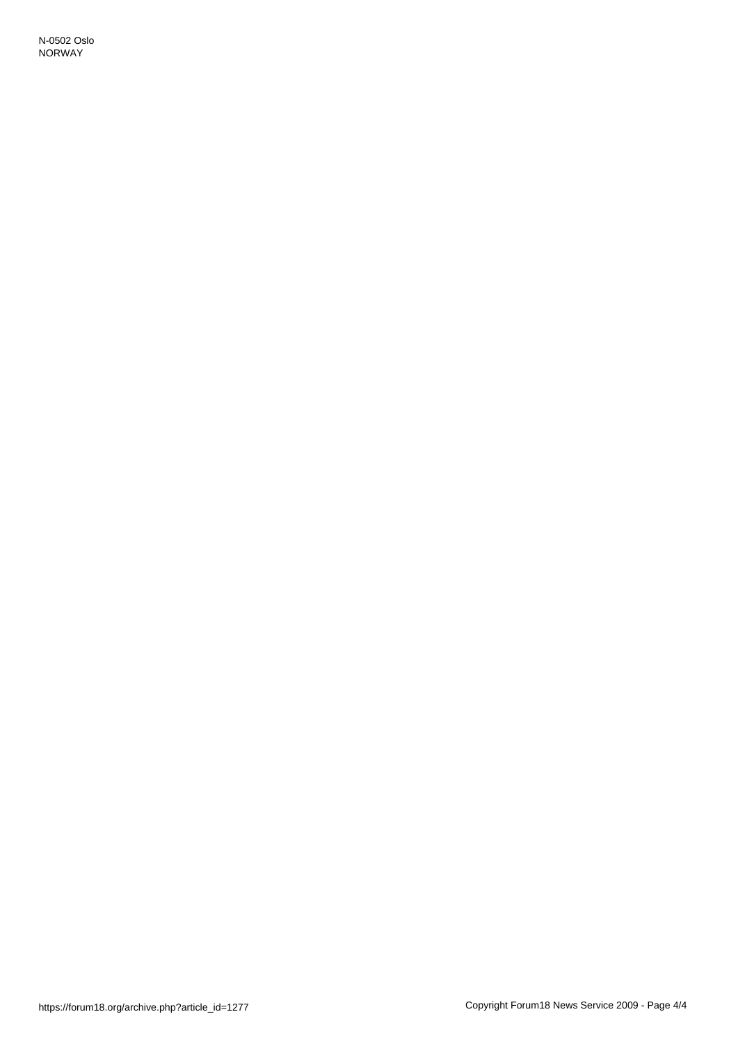N-0502 Oslo
NORWAY